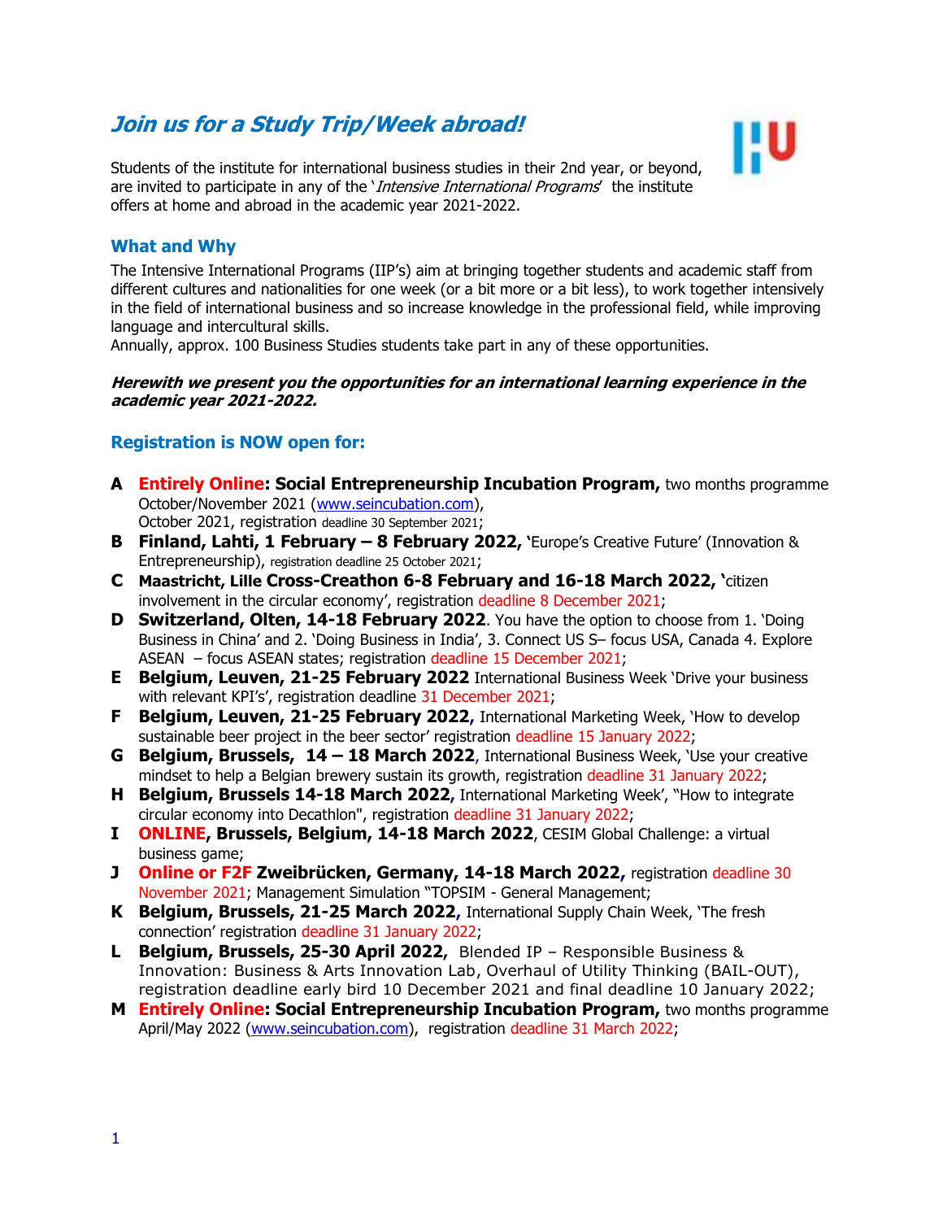## *Join us for a Study Trip/Week abroad!*

Students of the institute for international business studies in their 2nd year, or beyond, are invited to participate in any of the '*Intensive International Programs*' the institute offers at home and abroad in the academic year 2021-2022.

### What and Why

The Intensive International Programs (IIP's) aim at bringing together students and academic staff from different cultures and nationalities for one week (or a bit more or a bit less), to work together intensively in the field of international business and so increase knowledge in the professional field, while improving language and intercultural skills.
Annually, approx. 100 Business Studies students take part in any of these opportunities.

***Herewith we present you the opportunities for an international learning experience in the academic year 2021-2022.***

### Registration is NOW open for:

- **A** **Entirely Online: Social Entrepreneurship Incubation Program,** two months programme October/November 2021 (www.seincubation.com), October 2021, registration deadline 30 September 2021;
- **B** **Finland, Lahti, 1 February – 8 February 2022,** 'Europe's Creative Future' (Innovation & Entrepreneurship), registration deadline 25 October 2021;
- **C** **Maastricht, Lille Cross-Creathon 6-8 February and 16-18 March 2022,** 'citizen involvement in the circular economy', registration deadline 8 December 2021;
- **D** **Switzerland, Olten, 14-18 February 2022**. You have the option to choose from 1. 'Doing Business in China' and 2. 'Doing Business in India', 3. Connect US S– focus USA, Canada 4. Explore ASEAN – focus ASEAN states; registration deadline 15 December 2021;
- **E** **Belgium, Leuven, 21-25 February 2022** International Business Week 'Drive your business with relevant KPI's', registration deadline 31 December 2021;
- **F** **Belgium, Leuven, 21-25 February 2022,** International Marketing Week, 'How to develop sustainable beer project in the beer sector' registration deadline 15 January 2022;
- **G** **Belgium, Brussels, 14 – 18 March 2022**, International Business Week, 'Use your creative mindset to help a Belgian brewery sustain its growth, registration deadline 31 January 2022;
- **H** **Belgium, Brussels 14-18 March 2022,** International Marketing Week', "How to integrate circular economy into Decathlon", registration deadline 31 January 2022;
- **I** **ONLINE, Brussels, Belgium, 14-18 March 2022**, CESIM Global Challenge: a virtual business game;
- **J** **Online or F2F Zweibrücken, Germany, 14-18 March 2022,** registration deadline 30 November 2021; Management Simulation "TOPSIM - General Management;
- **K** **Belgium, Brussels, 21-25 March 2022,** International Supply Chain Week, 'The fresh connection' registration deadline 31 January 2022;
- **L** **Belgium, Brussels, 25-30 April 2022,** Blended IP – Responsible Business & Innovation: Business & Arts Innovation Lab, Overhaul of Utility Thinking (BAIL-OUT), registration deadline early bird 10 December 2021 and final deadline 10 January 2022;
- **M** **Entirely Online: Social Entrepreneurship Incubation Program,** two months programme April/May 2022 (www.seincubation.com), registration deadline 31 March 2022;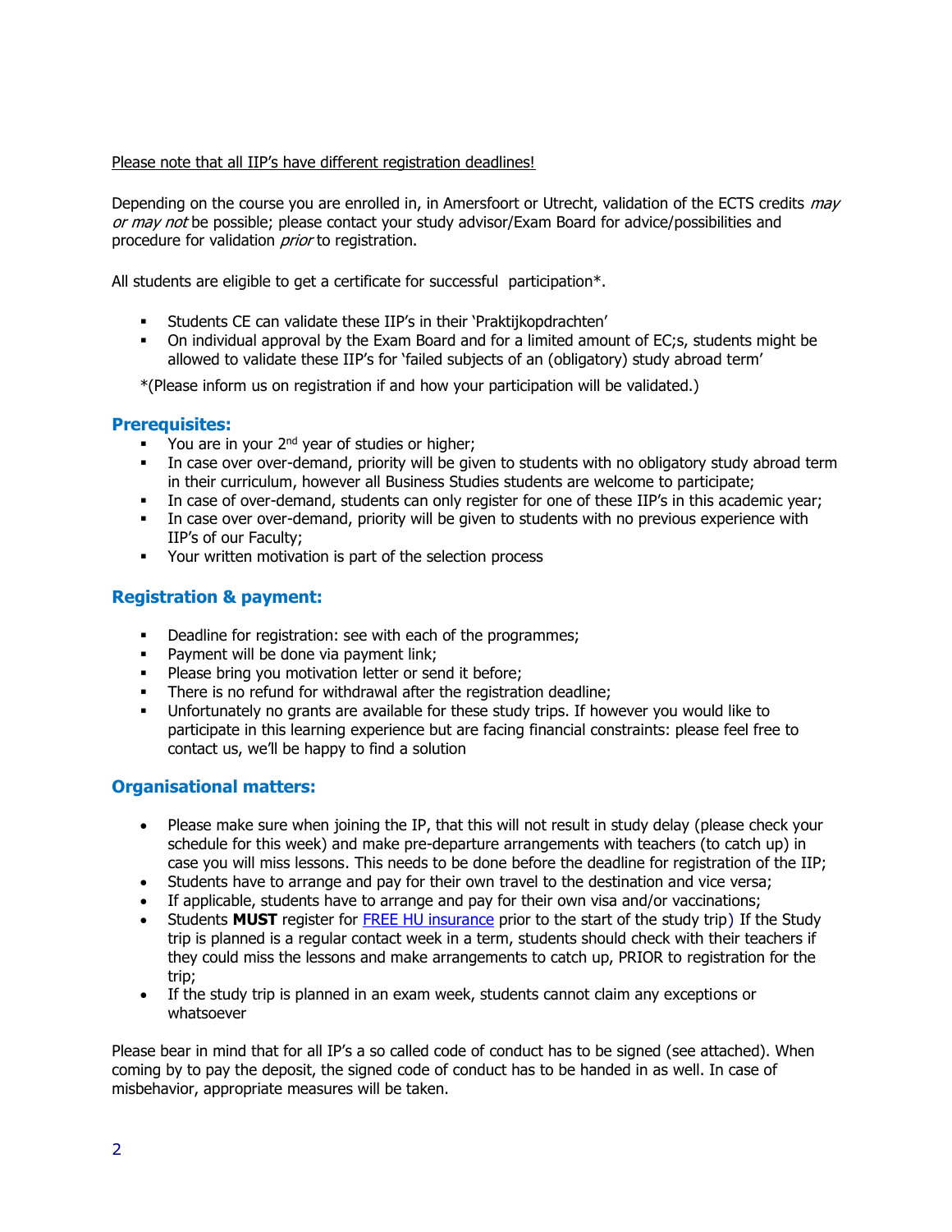Please note that all IIP's have different registration deadlines!

Depending on the course you are enrolled in, in Amersfoort or Utrecht, validation of the ECTS credits *may or may not* be possible; please contact your study advisor/Exam Board for advice/possibilities and procedure for validation *prior* to registration.

All students are eligible to get a certificate for successful participation*.

- Students CE can validate these IIP's in their 'Praktijkopdrachten'
- On individual approval by the Exam Board and for a limited amount of EC;s, students might be allowed to validate these IIP's for 'failed subjects of an (obligatory) study abroad term'

*(Please inform us on registration if and how your participation will be validated.)

## Prerequisites:

- You are in your 2nd year of studies or higher;
- In case over over-demand, priority will be given to students with no obligatory study abroad term in their curriculum, however all Business Studies students are welcome to participate;
- In case of over-demand, students can only register for one of these IIP's in this academic year;
- In case over over-demand, priority will be given to students with no previous experience with IIP's of our Faculty;
- Your written motivation is part of the selection process

## Registration & payment:

- Deadline for registration: see with each of the programmes;
- Payment will be done via payment link;
- Please bring you motivation letter or send it before;
- There is no refund for withdrawal after the registration deadline;
- Unfortunately no grants are available for these study trips. If however you would like to participate in this learning experience but are facing financial constraints: please feel free to contact us, we'll be happy to find a solution

## Organisational matters:

- Please make sure when joining the IP, that this will not result in study delay (please check your schedule for this week) and make pre-departure arrangements with teachers (to catch up) in case you will miss lessons. This needs to be done before the deadline for registration of the IIP;
- Students have to arrange and pay for their own travel to the destination and vice versa;
- If applicable, students have to arrange and pay for their own visa and/or vaccinations;
- Students **MUST** register for FREE HU insurance prior to the start of the study trip) If the Study trip is planned is a regular contact week in a term, students should check with their teachers if they could miss the lessons and make arrangements to catch up, PRIOR to registration for the trip;
- If the study trip is planned in an exam week, students cannot claim any exceptions or whatsoever

Please bear in mind that for all IP's a so called code of conduct has to be signed (see attached). When coming by to pay the deposit, the signed code of conduct has to be handed in as well. In case of misbehavior, appropriate measures will be taken.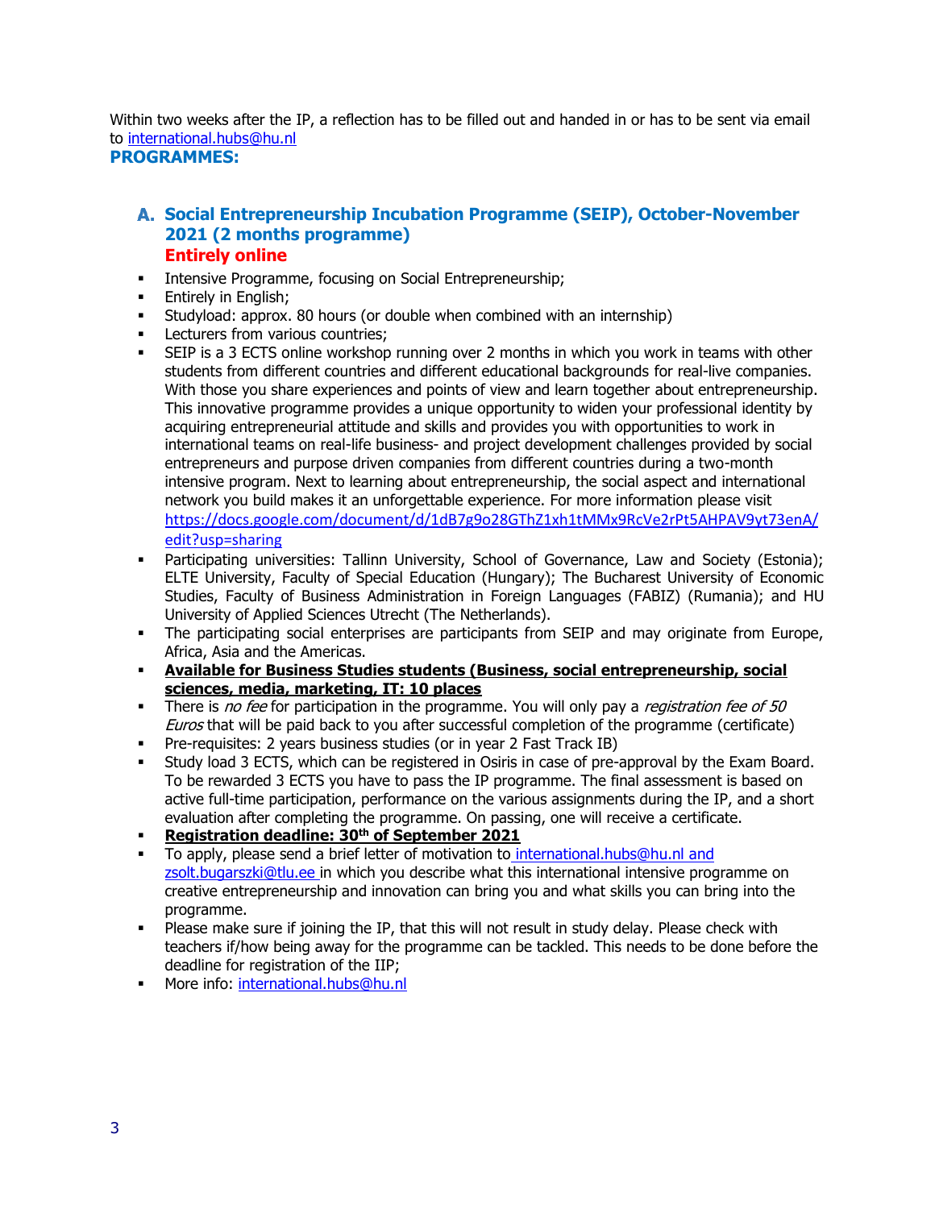Within two weeks after the IP, a reflection has to be filled out and handed in or has to be sent via email to international.hubs@hu.nl

**PROGRAMMES:**

## A. Social Entrepreneurship Incubation Programme (SEIP), October-November 2021 (2 months programme)

**Entirely online**

- Intensive Programme, focusing on Social Entrepreneurship;
- Entirely in English;
- Studyload: approx. 80 hours (or double when combined with an internship)
- Lecturers from various countries;
- SEIP is a 3 ECTS online workshop running over 2 months in which you work in teams with other students from different countries and different educational backgrounds for real-live companies. With those you share experiences and points of view and learn together about entrepreneurship. This innovative programme provides a unique opportunity to widen your professional identity by acquiring entrepreneurial attitude and skills and provides you with opportunities to work in international teams on real-life business- and project development challenges provided by social entrepreneurs and purpose driven companies from different countries during a two-month intensive program. Next to learning about entrepreneurship, the social aspect and international network you build makes it an unforgettable experience. For more information please visit https://docs.google.com/document/d/1dB7g9o28GThZ1xh1tMMx9RcVe2rPt5AHPAV9yt73enA/edit?usp=sharing
- Participating universities: Tallinn University, School of Governance, Law and Society (Estonia); ELTE University, Faculty of Special Education (Hungary); The Bucharest University of Economic Studies, Faculty of Business Administration in Foreign Languages (FABIZ) (Rumania); and HU University of Applied Sciences Utrecht (The Netherlands).
- The participating social enterprises are participants from SEIP and may originate from Europe, Africa, Asia and the Americas.
- **Available for Business Studies students (Business, social entrepreneurship, social sciences, media, marketing, IT: 10 places**
- There is *no fee* for participation in the programme. You will only pay a *registration fee of 50 Euros* that will be paid back to you after successful completion of the programme (certificate)
- Pre-requisites: 2 years business studies (or in year 2 Fast Track IB)
- Study load 3 ECTS, which can be registered in Osiris in case of pre-approval by the Exam Board. To be rewarded 3 ECTS you have to pass the IP programme. The final assessment is based on active full-time participation, performance on the various assignments during the IP, and a short evaluation after completing the programme. On passing, one will receive a certificate.
- **Registration deadline: 30th of September 2021**
- To apply, please send a brief letter of motivation to international.hubs@hu.nl and zsolt.bugarszki@tlu.ee in which you describe what this international intensive programme on creative entrepreneurship and innovation can bring you and what skills you can bring into the programme.
- Please make sure if joining the IP, that this will not result in study delay. Please check with teachers if/how being away for the programme can be tackled. This needs to be done before the deadline for registration of the IIP;
- More info: international.hubs@hu.nl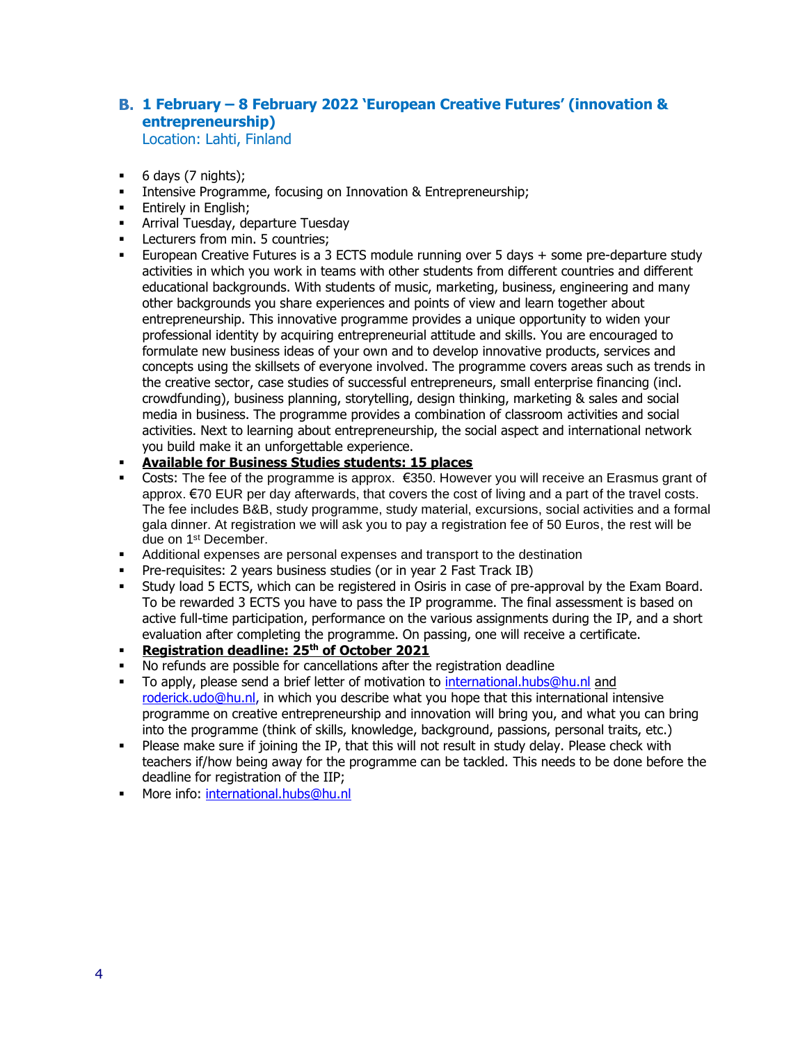## B. 1 February – 8 February 2022 'European Creative Futures' (innovation & entrepreneurship)

Location: Lahti, Finland

- 6 days (7 nights);
- Intensive Programme, focusing on Innovation & Entrepreneurship;
- Entirely in English;
- Arrival Tuesday, departure Tuesday
- Lecturers from min. 5 countries;
- European Creative Futures is a 3 ECTS module running over 5 days + some pre-departure study activities in which you work in teams with other students from different countries and different educational backgrounds. With students of music, marketing, business, engineering and many other backgrounds you share experiences and points of view and learn together about entrepreneurship. This innovative programme provides a unique opportunity to widen your professional identity by acquiring entrepreneurial attitude and skills. You are encouraged to formulate new business ideas of your own and to develop innovative products, services and concepts using the skillsets of everyone involved. The programme covers areas such as trends in the creative sector, case studies of successful entrepreneurs, small enterprise financing (incl. crowdfunding), business planning, storytelling, design thinking, marketing & sales and social media in business. The programme provides a combination of classroom activities and social activities. Next to learning about entrepreneurship, the social aspect and international network you build make it an unforgettable experience.
- **Available for Business Studies students: 15 places**
- Costs: The fee of the programme is approx. €350. However you will receive an Erasmus grant of approx. €70 EUR per day afterwards, that covers the cost of living and a part of the travel costs. The fee includes B&B, study programme, study material, excursions, social activities and a formal gala dinner. At registration we will ask you to pay a registration fee of 50 Euros, the rest will be due on 1st December.
- Additional expenses are personal expenses and transport to the destination
- Pre-requisites: 2 years business studies (or in year 2 Fast Track IB)
- Study load 5 ECTS, which can be registered in Osiris in case of pre-approval by the Exam Board. To be rewarded 3 ECTS you have to pass the IP programme. The final assessment is based on active full-time participation, performance on the various assignments during the IP, and a short evaluation after completing the programme. On passing, one will receive a certificate.
- **Registration deadline: 25th of October 2021**
- No refunds are possible for cancellations after the registration deadline
- To apply, please send a brief letter of motivation to international.hubs@hu.nl and roderick.udo@hu.nl, in which you describe what you hope that this international intensive programme on creative entrepreneurship and innovation will bring you, and what you can bring into the programme (think of skills, knowledge, background, passions, personal traits, etc.)
- Please make sure if joining the IP, that this will not result in study delay. Please check with teachers if/how being away for the programme can be tackled. This needs to be done before the deadline for registration of the IIP;
- More info: international.hubs@hu.nl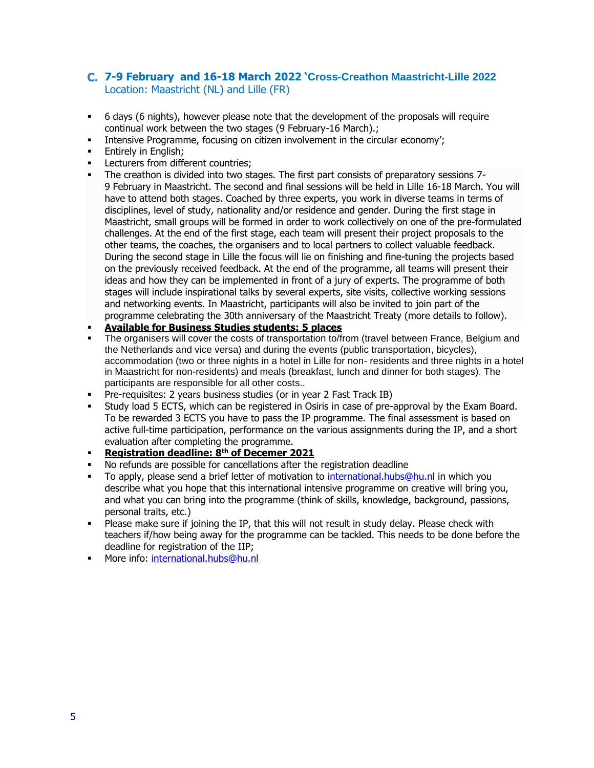## C. 7-9 February and 16-18 March 2022 'Cross-Creathon Maastricht-Lille 2022

Location: Maastricht (NL) and Lille (FR)

- 6 days (6 nights), however please note that the development of the proposals will require continual work between the two stages (9 February-16 March).;
- Intensive Programme, focusing on citizen involvement in the circular economy';
- Entirely in English;
- Lecturers from different countries;
- The creathon is divided into two stages. The first part consists of preparatory sessions 7-9 February in Maastricht. The second and final sessions will be held in Lille 16-18 March. You will have to attend both stages. Coached by three experts, you work in diverse teams in terms of disciplines, level of study, nationality and/or residence and gender. During the first stage in Maastricht, small groups will be formed in order to work collectively on one of the pre-formulated challenges. At the end of the first stage, each team will present their project proposals to the other teams, the coaches, the organisers and to local partners to collect valuable feedback. During the second stage in Lille the focus will lie on finishing and fine-tuning the projects based on the previously received feedback. At the end of the programme, all teams will present their ideas and how they can be implemented in front of a jury of experts. The programme of both stages will include inspirational talks by several experts, site visits, collective working sessions and networking events. In Maastricht, participants will also be invited to join part of the programme celebrating the 30th anniversary of the Maastricht Treaty (more details to follow).
- **Available for Business Studies students: 5 places**
- The organisers will cover the costs of transportation to/from (travel between France, Belgium and the Netherlands and vice versa) and during the events (public transportation, bicycles), accommodation (two or three nights in a hotel in Lille for non- residents and three nights in a hotel in Maastricht for non-residents) and meals (breakfast, lunch and dinner for both stages). The participants are responsible for all other costs..
- Pre-requisites: 2 years business studies (or in year 2 Fast Track IB)
- Study load 5 ECTS, which can be registered in Osiris in case of pre-approval by the Exam Board. To be rewarded 3 ECTS you have to pass the IP programme. The final assessment is based on active full-time participation, performance on the various assignments during the IP, and a short evaluation after completing the programme.
- **Registration deadline: 8th of Decemer 2021**
- No refunds are possible for cancellations after the registration deadline
- To apply, please send a brief letter of motivation to international.hubs@hu.nl in which you describe what you hope that this international intensive programme on creative will bring you, and what you can bring into the programme (think of skills, knowledge, background, passions, personal traits, etc.)
- Please make sure if joining the IP, that this will not result in study delay. Please check with teachers if/how being away for the programme can be tackled. This needs to be done before the deadline for registration of the IIP;
- More info: international.hubs@hu.nl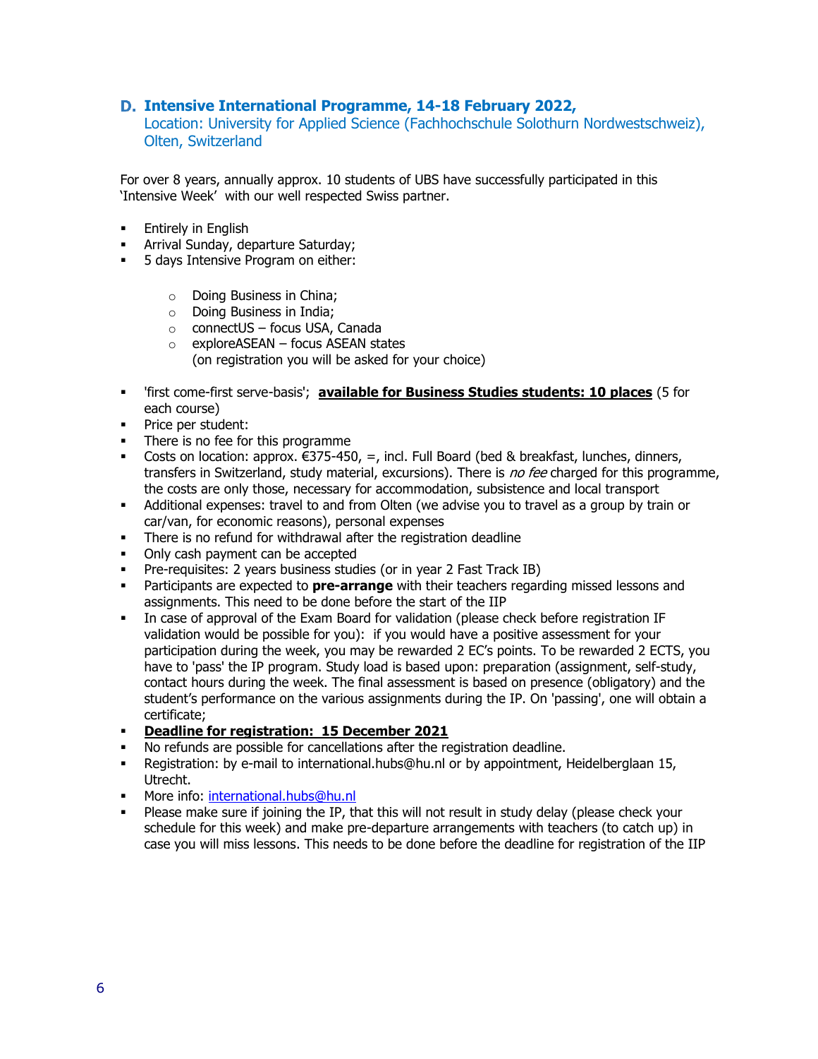## D. Intensive International Programme, 14-18 February 2022,

Location: University for Applied Science (Fachhochschule Solothurn Nordwestschweiz), Olten, Switzerland

For over 8 years, annually approx. 10 students of UBS have successfully participated in this 'Intensive Week' with our well respected Swiss partner.

- Entirely in English
- Arrival Sunday, departure Saturday;
- 5 days Intensive Program on either:
  - Doing Business in China;
  - Doing Business in India;
  - connectUS – focus USA, Canada
  - exploreASEAN – focus ASEAN states
    (on registration you will be asked for your choice)
- 'first come-first serve-basis'; **available for Business Studies students: 10 places** (5 for each course)
- Price per student:
- There is no fee for this programme
- Costs on location: approx. €375-450, =, incl. Full Board (bed & breakfast, lunches, dinners, transfers in Switzerland, study material, excursions). There is *no fee* charged for this programme, the costs are only those, necessary for accommodation, subsistence and local transport
- Additional expenses: travel to and from Olten (we advise you to travel as a group by train or car/van, for economic reasons), personal expenses
- There is no refund for withdrawal after the registration deadline
- Only cash payment can be accepted
- Pre-requisites: 2 years business studies (or in year 2 Fast Track IB)
- Participants are expected to **pre-arrange** with their teachers regarding missed lessons and assignments. This need to be done before the start of the IIP
- In case of approval of the Exam Board for validation (please check before registration IF validation would be possible for you): if you would have a positive assessment for your participation during the week, you may be rewarded 2 EC's points. To be rewarded 2 ECTS, you have to 'pass' the IP program. Study load is based upon: preparation (assignment, self-study, contact hours during the week. The final assessment is based on presence (obligatory) and the student's performance on the various assignments during the IP. On 'passing', one will obtain a certificate;
- **Deadline for registration: 15 December 2021**
- No refunds are possible for cancellations after the registration deadline.
- Registration: by e-mail to international.hubs@hu.nl or by appointment, Heidelberglaan 15, Utrecht.
- More info: international.hubs@hu.nl
- Please make sure if joining the IP, that this will not result in study delay (please check your schedule for this week) and make pre-departure arrangements with teachers (to catch up) in case you will miss lessons. This needs to be done before the deadline for registration of the IIP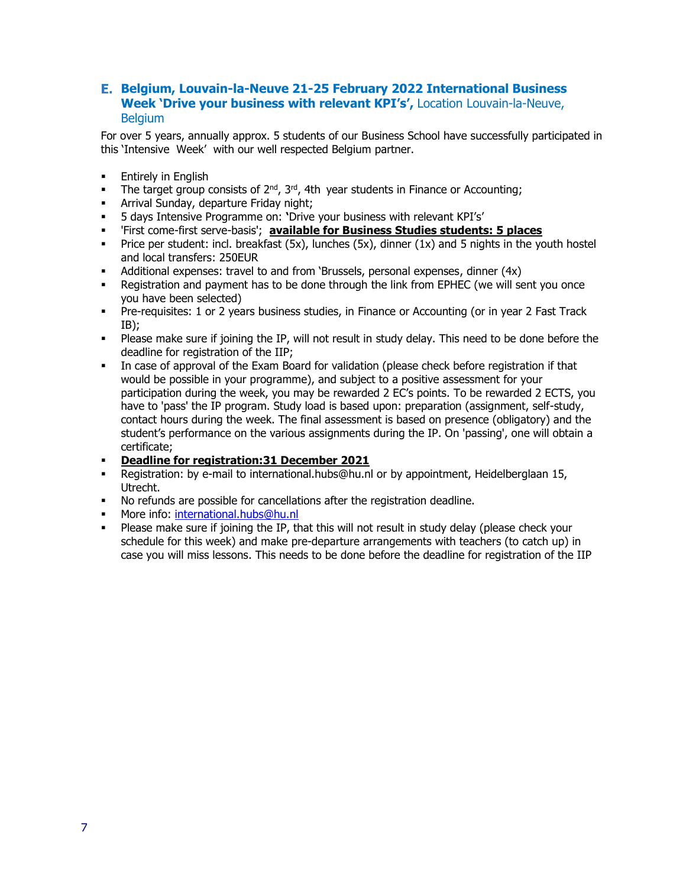### E. Belgium, Louvain-la-Neuve 21-25 February 2022 International Business Week 'Drive your business with relevant KPI's', Location Louvain-la-Neuve, Belgium

For over 5 years, annually approx. 5 students of our Business School have successfully participated in this 'Intensive Week' with our well respected Belgium partner.

- Entirely in English
- The target group consists of 2nd, 3rd, 4th year students in Finance or Accounting;
- Arrival Sunday, departure Friday night;
- 5 days Intensive Programme on: 'Drive your business with relevant KPI's'
- 'First come-first serve-basis'; **available for Business Studies students: 5 places**
- Price per student: incl. breakfast (5x), lunches (5x), dinner (1x) and 5 nights in the youth hostel and local transfers: 250EUR
- Additional expenses: travel to and from 'Brussels, personal expenses, dinner (4x)
- Registration and payment has to be done through the link from EPHEC (we will sent you once you have been selected)
- Pre-requisites: 1 or 2 years business studies, in Finance or Accounting (or in year 2 Fast Track IB);
- Please make sure if joining the IP, will not result in study delay. This need to be done before the deadline for registration of the IIP;
- In case of approval of the Exam Board for validation (please check before registration if that would be possible in your programme), and subject to a positive assessment for your participation during the week, you may be rewarded 2 EC's points. To be rewarded 2 ECTS, you have to 'pass' the IP program. Study load is based upon: preparation (assignment, self-study, contact hours during the week. The final assessment is based on presence (obligatory) and the student's performance on the various assignments during the IP. On 'passing', one will obtain a certificate;
- **Deadline for registration:31 December 2021**
- Registration: by e-mail to international.hubs@hu.nl or by appointment, Heidelberglaan 15, Utrecht.
- No refunds are possible for cancellations after the registration deadline.
- More info: international.hubs@hu.nl
- Please make sure if joining the IP, that this will not result in study delay (please check your schedule for this week) and make pre-departure arrangements with teachers (to catch up) in case you will miss lessons. This needs to be done before the deadline for registration of the IIP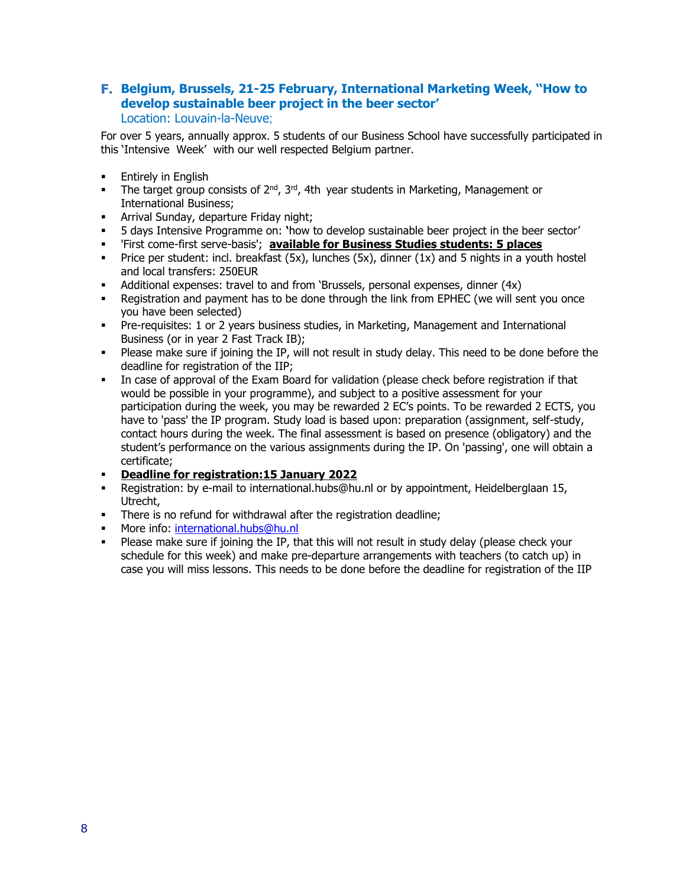### F. Belgium, Brussels, 21-25 February, International Marketing Week, ''How to develop sustainable beer project in the beer sector'

Location: Louvain-la-Neuve;

For over 5 years, annually approx. 5 students of our Business School have successfully participated in this 'Intensive Week' with our well respected Belgium partner.

- Entirely in English
- The target group consists of 2nd, 3rd, 4th year students in Marketing, Management or International Business;
- Arrival Sunday, departure Friday night;
- 5 days Intensive Programme on: 'how to develop sustainable beer project in the beer sector'
- 'First come-first serve-basis'; **available for Business Studies students: 5 places**
- Price per student: incl. breakfast (5x), lunches (5x), dinner (1x) and 5 nights in a youth hostel and local transfers: 250EUR
- Additional expenses: travel to and from 'Brussels, personal expenses, dinner (4x)
- Registration and payment has to be done through the link from EPHEC (we will sent you once you have been selected)
- Pre-requisites: 1 or 2 years business studies, in Marketing, Management and International Business (or in year 2 Fast Track IB);
- Please make sure if joining the IP, will not result in study delay. This need to be done before the deadline for registration of the IIP;
- In case of approval of the Exam Board for validation (please check before registration if that would be possible in your programme), and subject to a positive assessment for your participation during the week, you may be rewarded 2 EC's points. To be rewarded 2 ECTS, you have to 'pass' the IP program. Study load is based upon: preparation (assignment, self-study, contact hours during the week. The final assessment is based on presence (obligatory) and the student's performance on the various assignments during the IP. On 'passing', one will obtain a certificate;
- **Deadline for registration:15 January 2022**
- Registration: by e-mail to international.hubs@hu.nl or by appointment, Heidelberglaan 15, Utrecht,
- There is no refund for withdrawal after the registration deadline;
- More info: international.hubs@hu.nl
- Please make sure if joining the IP, that this will not result in study delay (please check your schedule for this week) and make pre-departure arrangements with teachers (to catch up) in case you will miss lessons. This needs to be done before the deadline for registration of the IIP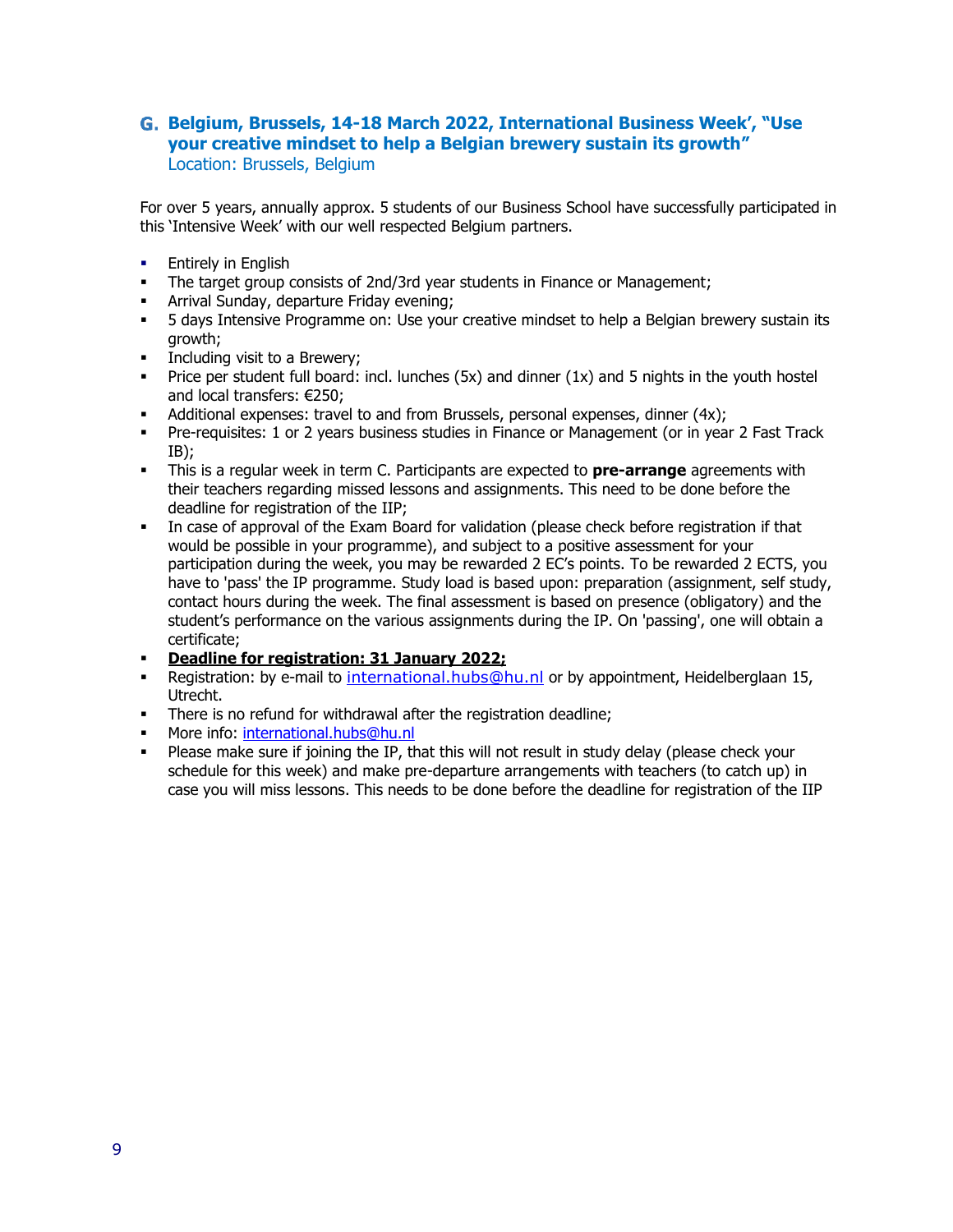## G. Belgium, Brussels, 14-18 March 2022, International Business Week', "Use your creative mindset to help a Belgian brewery sustain its growth"

Location: Brussels, Belgium

For over 5 years, annually approx. 5 students of our Business School have successfully participated in this 'Intensive Week' with our well respected Belgium partners.

- Entirely in English
- The target group consists of 2nd/3rd year students in Finance or Management;
- Arrival Sunday, departure Friday evening;
- 5 days Intensive Programme on: Use your creative mindset to help a Belgian brewery sustain its growth;
- Including visit to a Brewery;
- Price per student full board: incl. lunches (5x) and dinner (1x) and 5 nights in the youth hostel and local transfers: €250;
- Additional expenses: travel to and from Brussels, personal expenses, dinner (4x);
- Pre-requisites: 1 or 2 years business studies in Finance or Management (or in year 2 Fast Track IB);
- This is a regular week in term C. Participants are expected to **pre-arrange** agreements with their teachers regarding missed lessons and assignments. This need to be done before the deadline for registration of the IIP;
- In case of approval of the Exam Board for validation (please check before registration if that would be possible in your programme), and subject to a positive assessment for your participation during the week, you may be rewarded 2 EC's points. To be rewarded 2 ECTS, you have to 'pass' the IP programme. Study load is based upon: preparation (assignment, self study, contact hours during the week. The final assessment is based on presence (obligatory) and the student's performance on the various assignments during the IP. On 'passing', one will obtain a certificate;
- **Deadline for registration: 31 January 2022;**
- Registration: by e-mail to international.hubs@hu.nl or by appointment, Heidelberglaan 15, Utrecht.
- There is no refund for withdrawal after the registration deadline;
- More info: international.hubs@hu.nl
- Please make sure if joining the IP, that this will not result in study delay (please check your schedule for this week) and make pre-departure arrangements with teachers (to catch up) in case you will miss lessons. This needs to be done before the deadline for registration of the IIP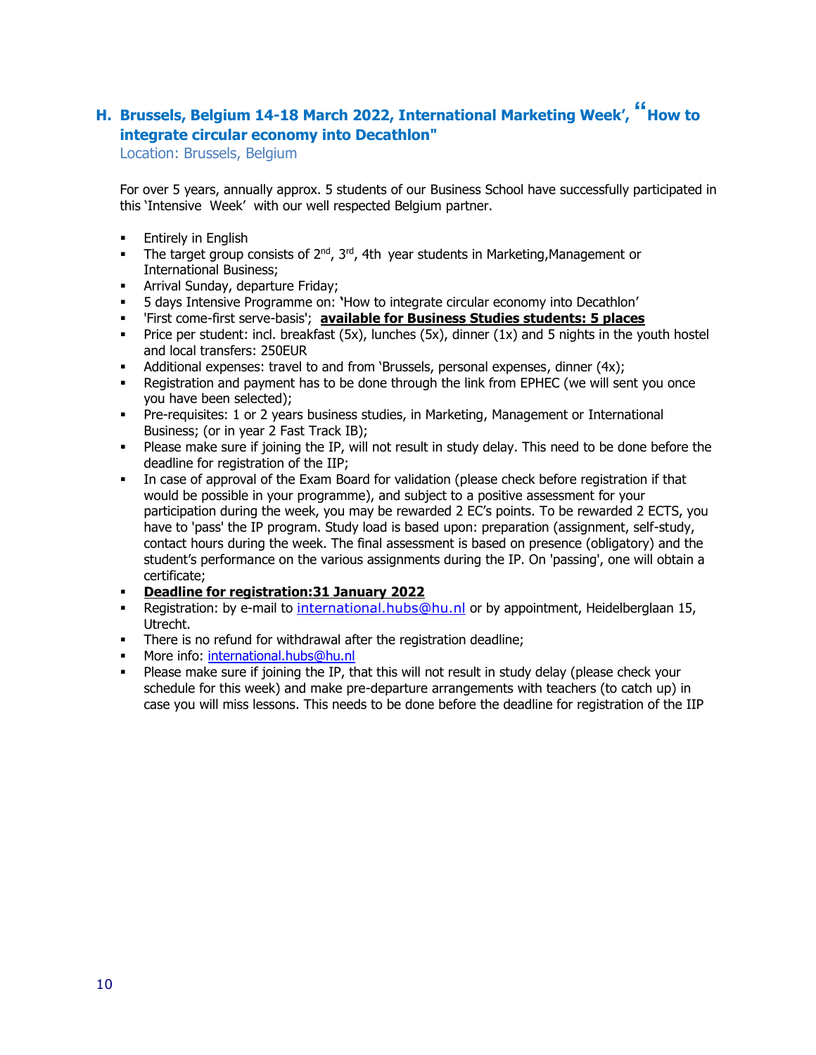## H. Brussels, Belgium 14-18 March 2022, International Marketing Week', "How to integrate circular economy into Decathlon"

Location: Brussels, Belgium

For over 5 years, annually approx. 5 students of our Business School have successfully participated in this 'Intensive Week' with our well respected Belgium partner.

- Entirely in English
- The target group consists of 2nd, 3rd, 4th year students in Marketing,Management or International Business;
- Arrival Sunday, departure Friday;
- 5 days Intensive Programme on: 'How to integrate circular economy into Decathlon'
- 'First come-first serve-basis'; **available for Business Studies students: 5 places**
- Price per student: incl. breakfast (5x), lunches (5x), dinner (1x) and 5 nights in the youth hostel and local transfers: 250EUR
- Additional expenses: travel to and from 'Brussels, personal expenses, dinner (4x);
- Registration and payment has to be done through the link from EPHEC (we will sent you once you have been selected);
- Pre-requisites: 1 or 2 years business studies, in Marketing, Management or International Business; (or in year 2 Fast Track IB);
- Please make sure if joining the IP, will not result in study delay. This need to be done before the deadline for registration of the IIP;
- In case of approval of the Exam Board for validation (please check before registration if that would be possible in your programme), and subject to a positive assessment for your participation during the week, you may be rewarded 2 EC's points. To be rewarded 2 ECTS, you have to 'pass' the IP program. Study load is based upon: preparation (assignment, self-study, contact hours during the week. The final assessment is based on presence (obligatory) and the student's performance on the various assignments during the IP. On 'passing', one will obtain a certificate;
- **Deadline for registration:31 January 2022**
- Registration: by e-mail to international.hubs@hu.nl or by appointment, Heidelberglaan 15, Utrecht.
- There is no refund for withdrawal after the registration deadline;
- More info: international.hubs@hu.nl
- Please make sure if joining the IP, that this will not result in study delay (please check your schedule for this week) and make pre-departure arrangements with teachers (to catch up) in case you will miss lessons. This needs to be done before the deadline for registration of the IIP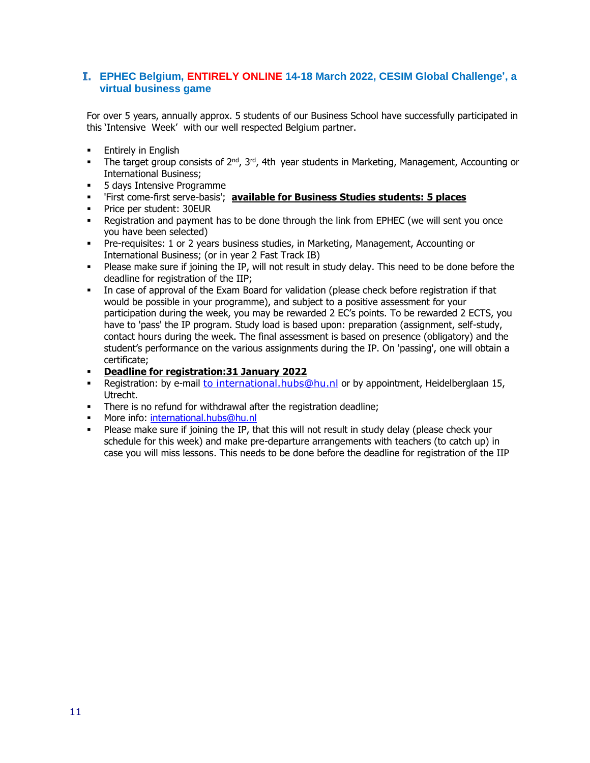## I. EPHEC Belgium, ENTIRELY ONLINE 14-18 March 2022, CESIM Global Challenge', a virtual business game

For over 5 years, annually approx. 5 students of our Business School have successfully participated in this 'Intensive Week' with our well respected Belgium partner.

- Entirely in English
- The target group consists of 2nd, 3rd, 4th year students in Marketing, Management, Accounting or International Business;
- 5 days Intensive Programme
- 'First come-first serve-basis'; **available for Business Studies students: 5 places**
- Price per student: 30EUR
- Registration and payment has to be done through the link from EPHEC (we will sent you once you have been selected)
- Pre-requisites: 1 or 2 years business studies, in Marketing, Management, Accounting or International Business; (or in year 2 Fast Track IB)
- Please make sure if joining the IP, will not result in study delay. This need to be done before the deadline for registration of the IIP;
- In case of approval of the Exam Board for validation (please check before registration if that would be possible in your programme), and subject to a positive assessment for your participation during the week, you may be rewarded 2 EC's points. To be rewarded 2 ECTS, you have to 'pass' the IP program. Study load is based upon: preparation (assignment, self-study, contact hours during the week. The final assessment is based on presence (obligatory) and the student's performance on the various assignments during the IP. On 'passing', one will obtain a certificate;
- **Deadline for registration:31 January 2022**
- Registration: by e-mail to international.hubs@hu.nl or by appointment, Heidelberglaan 15, Utrecht.
- There is no refund for withdrawal after the registration deadline;
- More info: international.hubs@hu.nl
- Please make sure if joining the IP, that this will not result in study delay (please check your schedule for this week) and make pre-departure arrangements with teachers (to catch up) in case you will miss lessons. This needs to be done before the deadline for registration of the IIP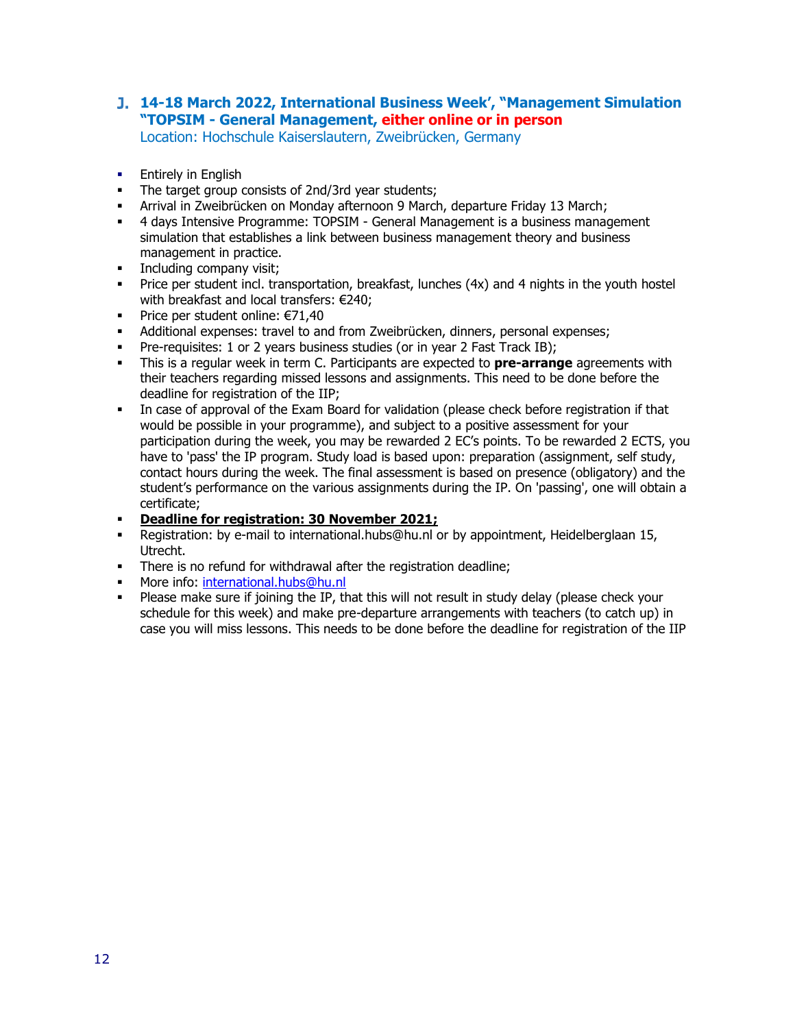## J. 14-18 March 2022, International Business Week', "Management Simulation "TOPSIM - General Management, either online or in person

Location: Hochschule Kaiserslautern, Zweibrücken, Germany

- Entirely in English
- The target group consists of 2nd/3rd year students;
- Arrival in Zweibrücken on Monday afternoon 9 March, departure Friday 13 March;
- 4 days Intensive Programme: TOPSIM - General Management is a business management simulation that establishes a link between business management theory and business management in practice.
- Including company visit;
- Price per student incl. transportation, breakfast, lunches (4x) and 4 nights in the youth hostel with breakfast and local transfers: €240;
- Price per student online: €71,40
- Additional expenses: travel to and from Zweibrücken, dinners, personal expenses;
- Pre-requisites: 1 or 2 years business studies (or in year 2 Fast Track IB);
- This is a regular week in term C. Participants are expected to **pre-arrange** agreements with their teachers regarding missed lessons and assignments. This need to be done before the deadline for registration of the IIP;
- In case of approval of the Exam Board for validation (please check before registration if that would be possible in your programme), and subject to a positive assessment for your participation during the week, you may be rewarded 2 EC's points. To be rewarded 2 ECTS, you have to 'pass' the IP program. Study load is based upon: preparation (assignment, self study, contact hours during the week. The final assessment is based on presence (obligatory) and the student's performance on the various assignments during the IP. On 'passing', one will obtain a certificate;
- **Deadline for registration: 30 November 2021;**
- Registration: by e-mail to international.hubs@hu.nl or by appointment, Heidelberglaan 15, Utrecht.
- There is no refund for withdrawal after the registration deadline;
- More info: international.hubs@hu.nl
- Please make sure if joining the IP, that this will not result in study delay (please check your schedule for this week) and make pre-departure arrangements with teachers (to catch up) in case you will miss lessons. This needs to be done before the deadline for registration of the IIP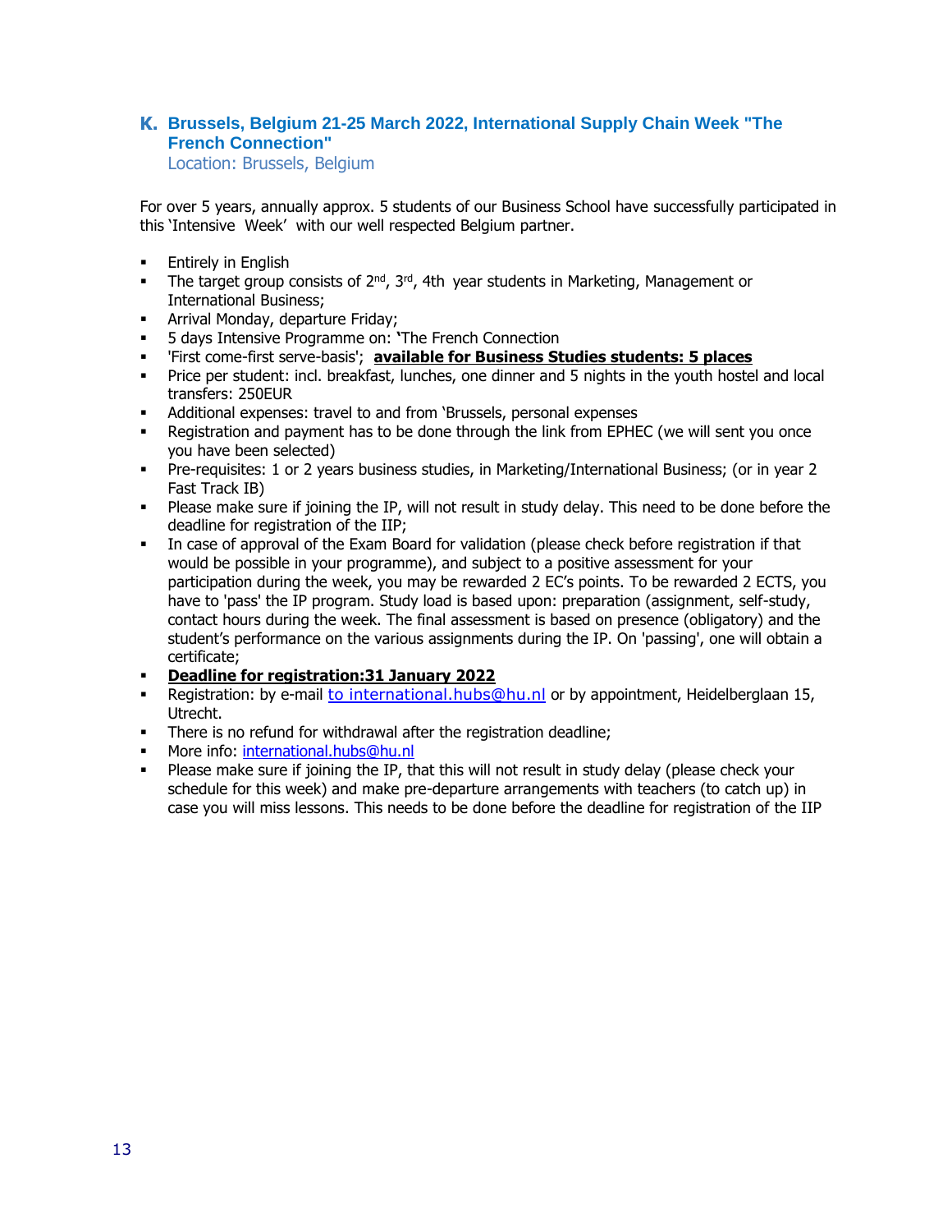## K. Brussels, Belgium 21-25 March 2022, International Supply Chain Week "The French Connection"

Location: Brussels, Belgium

For over 5 years, annually approx. 5 students of our Business School have successfully participated in this 'Intensive  Week'  with our well respected Belgium partner.

- Entirely in English
- The target group consists of 2nd, 3rd, 4th  year students in Marketing, Management or International Business;
- Arrival Monday, departure Friday;
- 5 days Intensive Programme on: **'**The French Connection
- 'First come-first serve-basis';  **available for Business Studies students: 5 places**
- Price per student: incl. breakfast, lunches, one dinner and 5 nights in the youth hostel and local transfers: 250EUR
- Additional expenses: travel to and from 'Brussels, personal expenses
- Registration and payment has to be done through the link from EPHEC (we will sent you once you have been selected)
- Pre-requisites: 1 or 2 years business studies, in Marketing/International Business; (or in year 2 Fast Track IB)
- Please make sure if joining the IP, will not result in study delay. This need to be done before the deadline for registration of the IIP;
- In case of approval of the Exam Board for validation (please check before registration if that would be possible in your programme), and subject to a positive assessment for your participation during the week, you may be rewarded 2 EC's points. To be rewarded 2 ECTS, you have to 'pass' the IP program. Study load is based upon: preparation (assignment, self-study, contact hours during the week. The final assessment is based on presence (obligatory) and the student's performance on the various assignments during the IP. On 'passing', one will obtain a certificate;
- **Deadline for registration:31 January 2022**
- Registration: by e-mail to international.hubs@hu.nl or by appointment, Heidelberglaan 15, Utrecht.
- There is no refund for withdrawal after the registration deadline;
- More info: international.hubs@hu.nl
- Please make sure if joining the IP, that this will not result in study delay (please check your schedule for this week) and make pre-departure arrangements with teachers (to catch up) in case you will miss lessons. This needs to be done before the deadline for registration of the IIP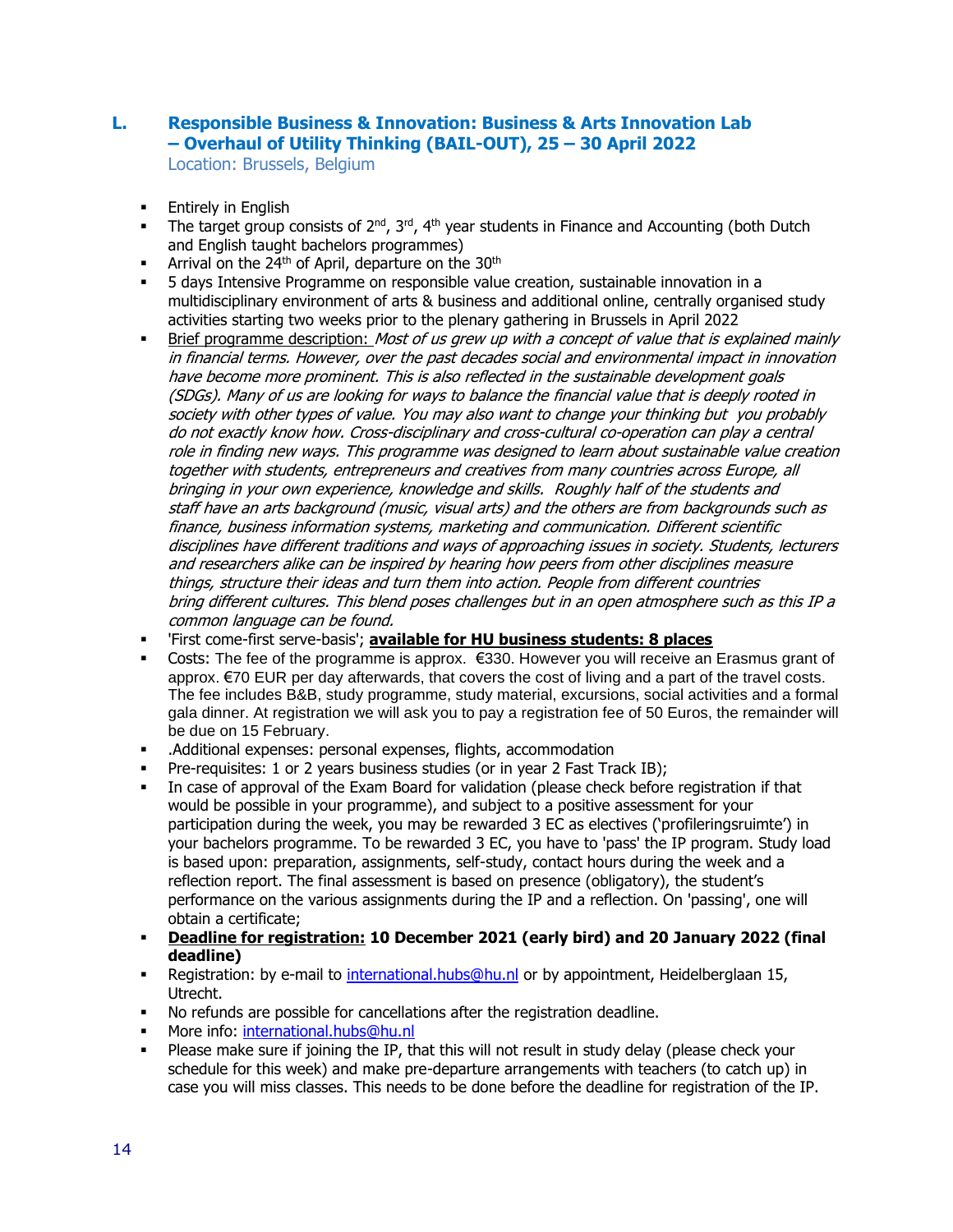## L. Responsible Business & Innovation: Business & Arts Innovation Lab – Overhaul of Utility Thinking (BAIL-OUT), 25 – 30 April 2022

Location: Brussels, Belgium

- Entirely in English
- The target group consists of 2nd, 3rd, 4th year students in Finance and Accounting (both Dutch and English taught bachelors programmes)
- Arrival on the 24th of April, departure on the 30th
- 5 days Intensive Programme on responsible value creation, sustainable innovation in a multidisciplinary environment of arts & business and additional online, centrally organised study activities starting two weeks prior to the plenary gathering in Brussels in April 2022
- Brief programme description: *Most of us grew up with a concept of value that is explained mainly in financial terms. However, over the past decades social and environmental impact in innovation have become more prominent. This is also reflected in the sustainable development goals (SDGs). Many of us are looking for ways to balance the financial value that is deeply rooted in society with other types of value. You may also want to change your thinking but you probably do not exactly know how. Cross-disciplinary and cross-cultural co-operation can play a central role in finding new ways. This programme was designed to learn about sustainable value creation together with students, entrepreneurs and creatives from many countries across Europe, all bringing in your own experience, knowledge and skills. Roughly half of the students and staff have an arts background (music, visual arts) and the others are from backgrounds such as finance, business information systems, marketing and communication. Different scientific disciplines have different traditions and ways of approaching issues in society. Students, lecturers and researchers alike can be inspired by hearing how peers from other disciplines measure things, structure their ideas and turn them into action. People from different countries bring different cultures. This blend poses challenges but in an open atmosphere such as this IP a common language can be found.*
- 'First come-first serve-basis'; **available for HU business students: 8 places**
- Costs: The fee of the programme is approx. €330. However you will receive an Erasmus grant of approx. €70 EUR per day afterwards, that covers the cost of living and a part of the travel costs. The fee includes B&B, study programme, study material, excursions, social activities and a formal gala dinner. At registration we will ask you to pay a registration fee of 50 Euros, the remainder will be due on 15 February.
- .Additional expenses: personal expenses, flights, accommodation
- Pre-requisites: 1 or 2 years business studies (or in year 2 Fast Track IB);
- In case of approval of the Exam Board for validation (please check before registration if that would be possible in your programme), and subject to a positive assessment for your participation during the week, you may be rewarded 3 EC as electives ('profileringsruimte') in your bachelors programme. To be rewarded 3 EC, you have to 'pass' the IP program. Study load is based upon: preparation, assignments, self-study, contact hours during the week and a reflection report. The final assessment is based on presence (obligatory), the student's performance on the various assignments during the IP and a reflection. On 'passing', one will obtain a certificate;
- **Deadline for registration: 10 December 2021 (early bird) and 20 January 2022 (final deadline)**
- Registration: by e-mail to international.hubs@hu.nl or by appointment, Heidelberglaan 15, Utrecht.
- No refunds are possible for cancellations after the registration deadline.
- More info: international.hubs@hu.nl
- Please make sure if joining the IP, that this will not result in study delay (please check your schedule for this week) and make pre-departure arrangements with teachers (to catch up) in case you will miss classes. This needs to be done before the deadline for registration of the IP.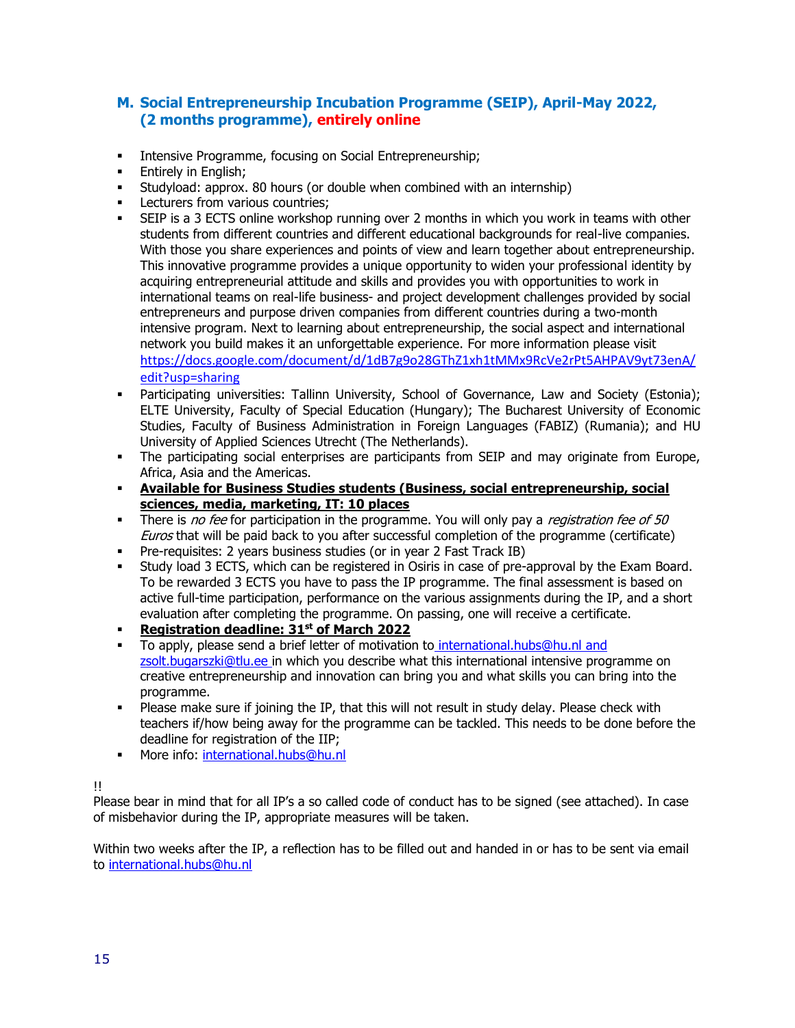## M. Social Entrepreneurship Incubation Programme (SEIP), April-May 2022, (2 months programme), entirely online

- Intensive Programme, focusing on Social Entrepreneurship;
- Entirely in English;
- Studyload: approx. 80 hours (or double when combined with an internship)
- Lecturers from various countries;
- SEIP is a 3 ECTS online workshop running over 2 months in which you work in teams with other students from different countries and different educational backgrounds for real-live companies. With those you share experiences and points of view and learn together about entrepreneurship. This innovative programme provides a unique opportunity to widen your professional identity by acquiring entrepreneurial attitude and skills and provides you with opportunities to work in international teams on real-life business- and project development challenges provided by social entrepreneurs and purpose driven companies from different countries during a two-month intensive program. Next to learning about entrepreneurship, the social aspect and international network you build makes it an unforgettable experience. For more information please visit https://docs.google.com/document/d/1dB7g9o28GThZ1xh1tMMx9RcVe2rPt5AHPAV9yt73enA/edit?usp=sharing
- Participating universities: Tallinn University, School of Governance, Law and Society (Estonia); ELTE University, Faculty of Special Education (Hungary); The Bucharest University of Economic Studies, Faculty of Business Administration in Foreign Languages (FABIZ) (Rumania); and HU University of Applied Sciences Utrecht (The Netherlands).
- The participating social enterprises are participants from SEIP and may originate from Europe, Africa, Asia and the Americas.
- **Available for Business Studies students (Business, social entrepreneurship, social sciences, media, marketing, IT: 10 places**
- There is *no fee* for participation in the programme. You will only pay a *registration fee of 50 Euros* that will be paid back to you after successful completion of the programme (certificate)
- Pre-requisites: 2 years business studies (or in year 2 Fast Track IB)
- Study load 3 ECTS, which can be registered in Osiris in case of pre-approval by the Exam Board. To be rewarded 3 ECTS you have to pass the IP programme. The final assessment is based on active full-time participation, performance on the various assignments during the IP, and a short evaluation after completing the programme. On passing, one will receive a certificate.
- **Registration deadline: 31st of March 2022**
- To apply, please send a brief letter of motivation to international.hubs@hu.nl and zsolt.bugarszki@tlu.ee in which you describe what this international intensive programme on creative entrepreneurship and innovation can bring you and what skills you can bring into the programme.
- Please make sure if joining the IP, that this will not result in study delay. Please check with teachers if/how being away for the programme can be tackled. This needs to be done before the deadline for registration of the IIP;
- More info: international.hubs@hu.nl

!!

Please bear in mind that for all IP's a so called code of conduct has to be signed (see attached). In case of misbehavior during the IP, appropriate measures will be taken.

Within two weeks after the IP, a reflection has to be filled out and handed in or has to be sent via email to international.hubs@hu.nl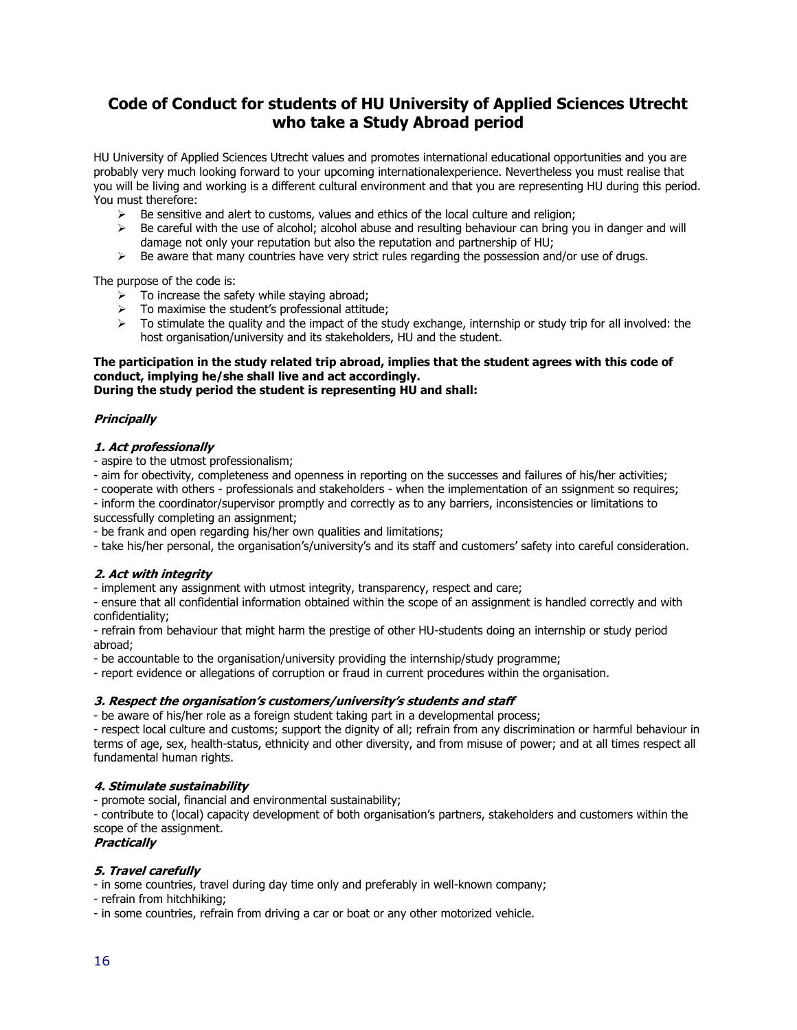# Code of Conduct for students of HU University of Applied Sciences Utrecht who take a Study Abroad period

HU University of Applied Sciences Utrecht values and promotes international educational opportunities and you are probably very much looking forward to your upcoming internationalexperience. Nevertheless you must realise that you will be living and working is a different cultural environment and that you are representing HU during this period. You must therefore:

- Be sensitive and alert to customs, values and ethics of the local culture and religion;
- Be careful with the use of alcohol; alcohol abuse and resulting behaviour can bring you in danger and will damage not only your reputation but also the reputation and partnership of HU;
- Be aware that many countries have very strict rules regarding the possession and/or use of drugs.

The purpose of the code is:

- To increase the safety while staying abroad;
- To maximise the student's professional attitude;
- To stimulate the quality and the impact of the study exchange, internship or study trip for all involved: the host organisation/university and its stakeholders, HU and the student.

**The participation in the study related trip abroad, implies that the student agrees with this code of conduct, implying he/she shall live and act accordingly.**
**During the study period the student is representing HU and shall:**

***Principally***

***1. Act professionally***

- aspire to the utmost professionalism;
- aim for obectivity, completeness and openness in reporting on the successes and failures of his/her activities;
- cooperate with others - professionals and stakeholders - when the implementation of an ssignment so requires;
- inform the coordinator/supervisor promptly and correctly as to any barriers, inconsistencies or limitations to successfully completing an assignment;
- be frank and open regarding his/her own qualities and limitations;
- take his/her personal, the organisation's/university's and its staff and customers' safety into careful consideration.

***2. Act with integrity***

- implement any assignment with utmost integrity, transparency, respect and care;
- ensure that all confidential information obtained within the scope of an assignment is handled correctly and with confidentiality;
- refrain from behaviour that might harm the prestige of other HU-students doing an internship or study period abroad;
- be accountable to the organisation/university providing the internship/study programme;
- report evidence or allegations of corruption or fraud in current procedures within the organisation.

***3. Respect the organisation's customers/university's students and staff***

- be aware of his/her role as a foreign student taking part in a developmental process;
- respect local culture and customs; support the dignity of all; refrain from any discrimination or harmful behaviour in terms of age, sex, health-status, ethnicity and other diversity, and from misuse of power; and at all times respect all fundamental human rights.

***4. Stimulate sustainability***

- promote social, financial and environmental sustainability;
- contribute to (local) capacity development of both organisation's partners, stakeholders and customers within the scope of the assignment.

***Practically***

***5. Travel carefully***

- in some countries, travel during day time only and preferably in well-known company;
- refrain from hitchhiking;
- in some countries, refrain from driving a car or boat or any other motorized vehicle.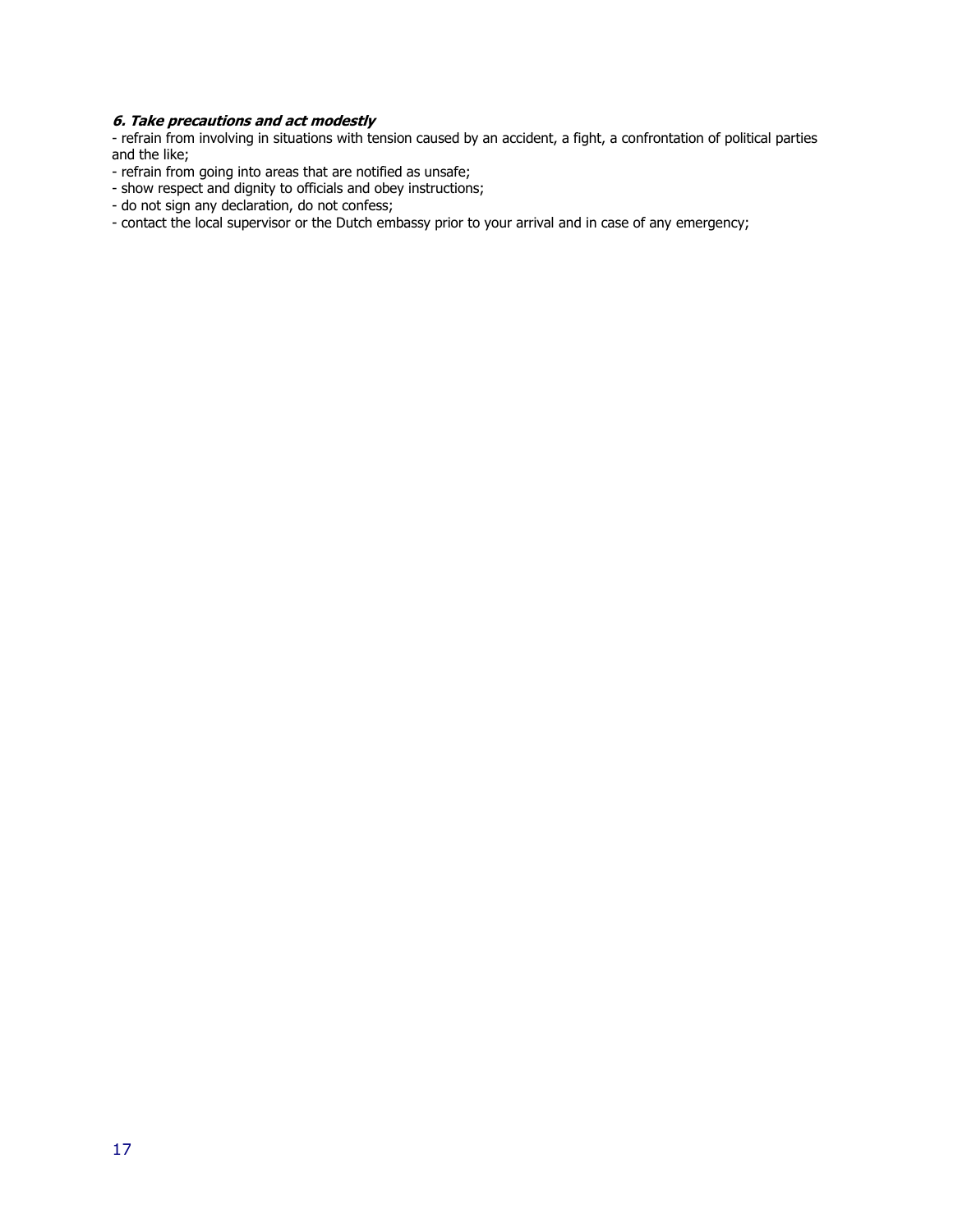***6. Take precautions and act modestly***

- refrain from involving in situations with tension caused by an accident, a fight, a confrontation of political parties and the like;
- refrain from going into areas that are notified as unsafe;
- show respect and dignity to officials and obey instructions;
- do not sign any declaration, do not confess;
- contact the local supervisor or the Dutch embassy prior to your arrival and in case of any emergency;